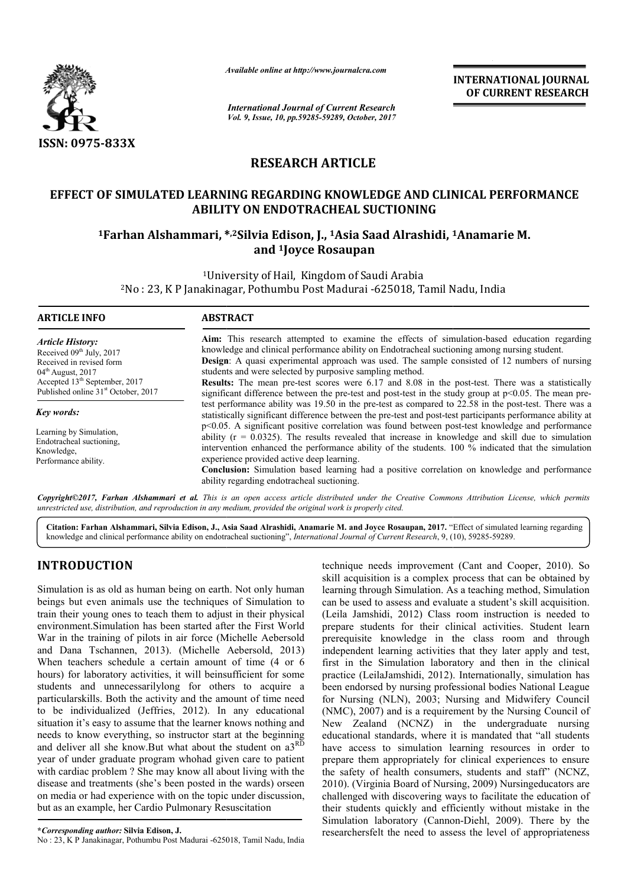*Available online at http://www.journalcra.com*

*International Journal of Current Research*
*Vol. 9, Issue, 10, pp.59285-59289, October, 2017*

**INTERNATIONAL JOURNAL OF CURRENT RESEARCH**

**ISSN: 0975-833X**

# RESEARCH ARTICLE

## EFFECT OF SIMULATED LEARNING REGARDING KNOWLEDGE AND CLINICAL PERFORMANCE ABILITY ON ENDOTRACHEAL SUCTIONING

**[1]Farhan Alshammari, *,[2]Silvia Edison, J., [1]Asia Saad Alrashidi, [1]Anamarie M. and [1]Joyce Rosaupan**

[1]University of Hail, Kingdom of Saudi Arabia
[2]No : 23, K P Janakinagar, Pothumbu Post Madurai -625018, Tamil Nadu, India

**ARTICLE INFO**

*Article History:*
Received 09th July, 2017
Received in revised form
04th August, 2017
Accepted 13th September, 2017
Published online 31st October, 2017

*Key words:*

Learning by Simulation,
Endotracheal suctioning,
Knowledge,
Performance ability.

**ABSTRACT**

**Aim:** This research attempted to examine the effects of simulation-based education regarding knowledge and clinical performance ability on Endotracheal suctioning among nursing student.

**Design**: A quasi experimental approach was used. The sample consisted of 12 numbers of nursing students and were selected by purposive sampling method.

**Results:** The mean pre-test scores were 6.17 and 8.08 in the post-test. There was a statistically significant difference between the pre-test and post-test in the study group at $p<0.05$. The mean pre-test performance ability was 19.50 in the pre-test as compared to 22.58 in the post-test. There was a statistically significant difference between the pre-test and post-test participants performance ability at $p<0.05$. A significant positive correlation was found between post-test knowledge and performance ability ($r = 0.0325$). The results revealed that increase in knowledge and skill due to simulation intervention enhanced the performance ability of the students. 100 % indicated that the simulation experience provided active deep learning.

**Conclusion:** Simulation based learning had a positive correlation on knowledge and performance ability regarding endotracheal suctioning.

*Copyright©2017, Farhan Alshammari et al. This is an open access article distributed under the Creative Commons Attribution License, which permits unrestricted use, distribution, and reproduction in any medium, provided the original work is properly cited.*

**Citation: Farhan Alshammari, Silvia Edison, J., Asia Saad Alrashidi, Anamarie M. and Joyce Rosaupan, 2017.** "Effect of simulated learning regarding knowledge and clinical performance ability on endotracheal suctioning", *International Journal of Current Research*, 9, (10), 59285-59289.

# INTRODUCTION

Simulation is as old as human being on earth. Not only human beings but even animals use the techniques of Simulation to train their young ones to teach them to adjust in their physical environment.Simulation has been started after the First World War in the training of pilots in air force (Michelle Aebersold and Dana Tschannen, 2013). (Michelle Aebersold, 2013) When teachers schedule a certain amount of time (4 or 6 hours) for laboratory activities, it will beinsufficient for some students and unnecessarilylong for others to acquire a particularskills. Both the activity and the amount of time need to be individualized (Jeffries, 2012). In any educational situation it's easy to assume that the learner knows nothing and needs to know everything, so instructor start at the beginning and deliver all she know.But what about the student on a3RD year of under graduate program whohad given care to patient with cardiac problem ? She may know all about living with the disease and treatments (she's been posted in the wards) orseen on media or had experience with on the topic under discussion, but as an example, her Cardio Pulmonary Resuscitation technique needs improvement (Cant and Cooper, 2010). So skill acquisition is a complex process that can be obtained by learning through Simulation. As a teaching method, Simulation can be used to assess and evaluate a student's skill acquisition. (Leila Jamshidi, 2012) Class room instruction is needed to prepare students for their clinical activities. Student learn prerequisite knowledge in the class room and through independent learning activities that they later apply and test, first in the Simulation laboratory and then in the clinical practice (LeilaJamshidi, 2012). Internationally, simulation has been endorsed by nursing professional bodies National League for Nursing (NLN), 2003; Nursing and Midwifery Council (NMC), 2007) and is a requirement by the Nursing Council of New Zealand (NCNZ) in the undergraduate nursing educational standards, where it is mandated that "all students have access to simulation learning resources in order to prepare them appropriately for clinical experiences to ensure the safety of health consumers, students and staff" (NCNZ, 2010). (Virginia Board of Nursing, 2009) Nursingeducators are challenged with discovering ways to facilitate the education of their students quickly and efficiently without mistake in the Simulation laboratory (Cannon-Diehl, 2009). There by the researchersfelt the need to assess the level of appropriateness

***Corresponding author:** **Silvia Edison, J.**
No : 23, K P Janakinagar, Pothumbu Post Madurai -625018, Tamil Nadu, India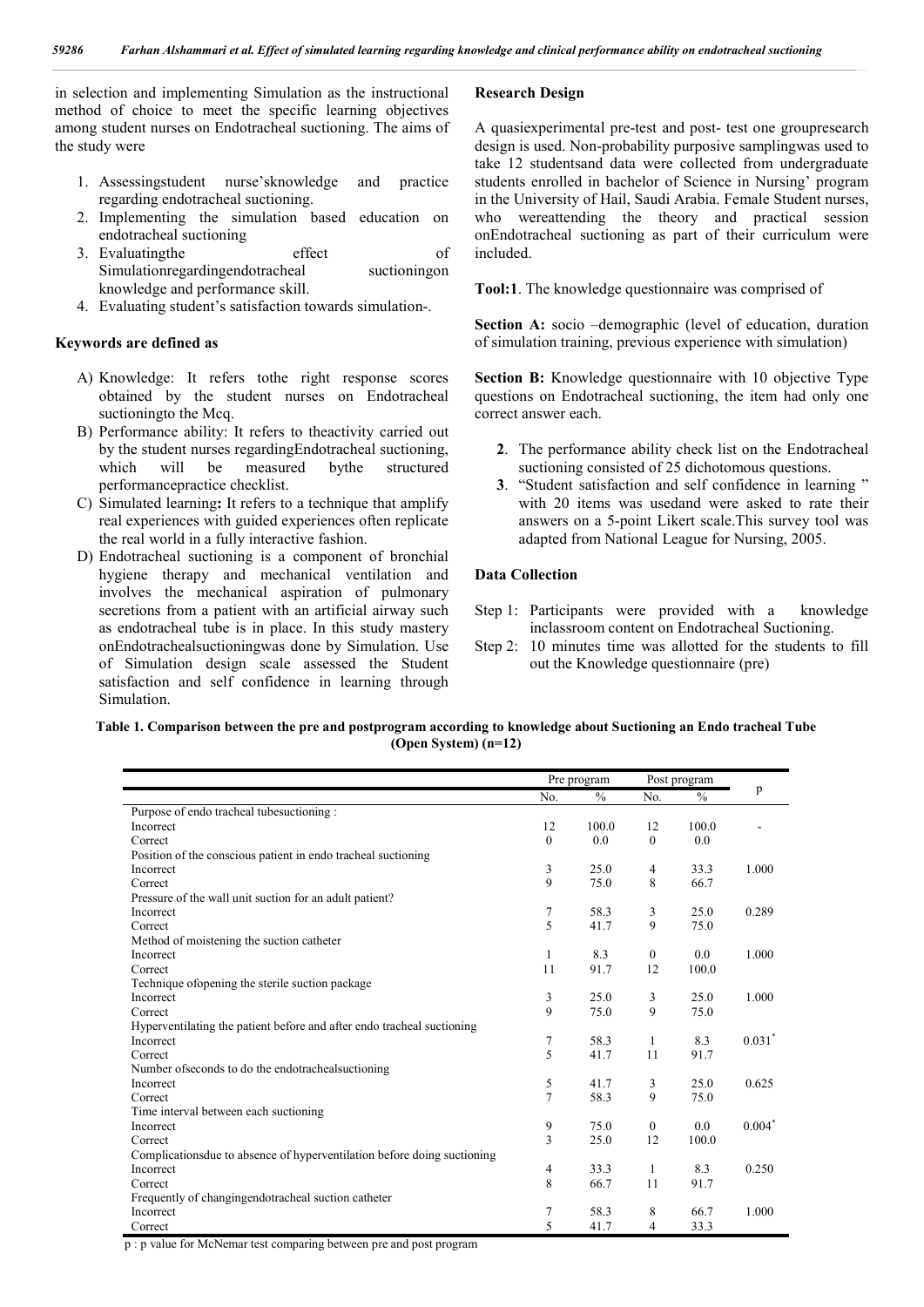in selection and implementing Simulation as the instructional method of choice to meet the specific learning objectives among student nurses on Endotracheal suctioning. The aims of the study were

1. Assessingstudent nurse'sknowledge and practice regarding endotracheal suctioning.
2. Implementing the simulation based education on endotracheal suctioning
3. Evaluatingthe effect of Simulationregardingendotracheal suctioningon knowledge and performance skill.
4. Evaluating student's satisfaction towards simulation-.

### Keywords are defined as

A) Knowledge: It refers tothe right response scores obtained by the student nurses on Endotracheal suctioningto the Mcq.
B) Performance ability: It refers to theactivity carried out by the student nurses regardingEndotracheal suctioning, which will be measured bythe structured performancepractice checklist.
C) Simulated learning**:** It refers to a technique that amplify real experiences with guided experiences often replicate the real world in a fully interactive fashion.
D) Endotracheal suctioning is a component of bronchial hygiene therapy and mechanical ventilation and involves the mechanical aspiration of pulmonary secretions from a patient with an artificial airway such as endotracheal tube is in place. In this study mastery onEndotrachealsuctioningwas done by Simulation. Use of Simulation design scale assessed the Student satisfaction and self confidence in learning through Simulation.

### Research Design

A quasiexperimental pre-test and post- test one groupresearch design is used. Non-probability purposive samplingwas used to take 12 studentsand data were collected from undergraduate students enrolled in bachelor of Science in Nursing' program in the University of Hail, Saudi Arabia. Female Student nurses, who wereattending the theory and practical session onEndotracheal suctioning as part of their curriculum were included.

**Tool:1**. The knowledge questionnaire was comprised of

**Section A:** socio –demographic (level of education, duration of simulation training, previous experience with simulation)

**Section B:** Knowledge questionnaire with 10 objective Type questions on Endotracheal suctioning, the item had only one correct answer each.

**2**. The performance ability check list on the Endotracheal suctioning consisted of 25 dichotomous questions.

**3**. "Student satisfaction and self confidence in learning " with 20 items was usedand were asked to rate their answers on a 5-point Likert scale.This survey tool was adapted from National League for Nursing, 2005.

### Data Collection

Step 1: Participants were provided with a knowledge inclassroom content on Endotracheal Suctioning.

Step 2: 10 minutes time was allotted for the students to fill out the Knowledge questionnaire (pre)

**Table 1. Comparison between the pre and postprogram according to knowledge about Suctioning an Endo tracheal Tube (Open System) (n=12)**

| | Pre program | | Post program | | p |
|---|---|---|---|---|---|
| | No. | % | No. | % | |
| Purpose of endo tracheal tubesuctioning : | | | | | |
| Incorrect | 12 | 100.0 | 12 | 100.0 | - |
| Correct | 0 | 0.0 | 0 | 0.0 | |
| Position of the conscious patient in endo tracheal suctioning | | | | | |
| Incorrect | 3 | 25.0 | 4 | 33.3 | 1.000 |
| Correct | 9 | 75.0 | 8 | 66.7 | |
| Pressure of the wall unit suction for an adult patient? | | | | | |
| Incorrect | 7 | 58.3 | 3 | 25.0 | 0.289 |
| Correct | 5 | 41.7 | 9 | 75.0 | |
| Method of moistening the suction catheter | | | | | |
| Incorrect | 1 | 8.3 | 0 | 0.0 | 1.000 |
| Correct | 11 | 91.7 | 12 | 100.0 | |
| Technique ofopening the sterile suction package | | | | | |
| Incorrect | 3 | 25.0 | 3 | 25.0 | 1.000 |
| Correct | 9 | 75.0 | 9 | 75.0 | |
| Hyperventilating the patient before and after endo tracheal suctioning | | | | | |
| Incorrect | 7 | 58.3 | 1 | 8.3 | 0.031* |
| Correct | 5 | 41.7 | 11 | 91.7 | |
| Number ofseconds to do the endotrachealsuctioning | | | | | |
| Incorrect | 5 | 41.7 | 3 | 25.0 | 0.625 |
| Correct | 7 | 58.3 | 9 | 75.0 | |
| Time interval between each suctioning | | | | | |
| Incorrect | 9 | 75.0 | 0 | 0.0 | 0.004* |
| Correct | 3 | 25.0 | 12 | 100.0 | |
| Complicationsdue to absence of hyperventilation before doing suctioning | | | | | |
| Incorrect | 4 | 33.3 | 1 | 8.3 | 0.250 |
| Correct | 8 | 66.7 | 11 | 91.7 | |
| Frequently of changingendotracheal suction catheter | | | | | |
| Incorrect | 7 | 58.3 | 8 | 66.7 | 1.000 |
| Correct | 5 | 41.7 | 4 | 33.3 | |

p : p value for McNemar test comparing between pre and post program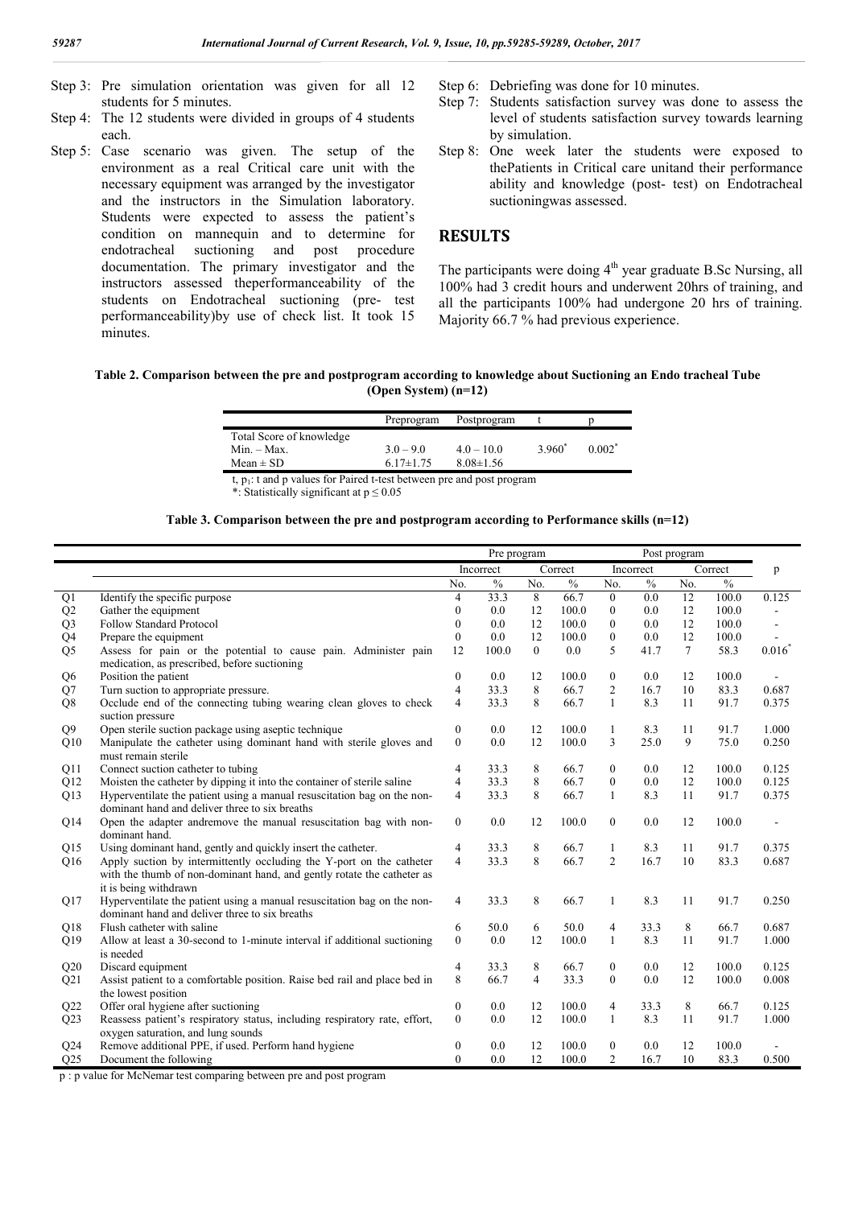Step 3: Pre simulation orientation was given for all 12 students for 5 minutes.

Step 4: The 12 students were divided in groups of 4 students each.

Step 5: Case scenario was given. The setup of the environment as a real Critical care unit with the necessary equipment was arranged by the investigator and the instructors in the Simulation laboratory. Students were expected to assess the patient's condition on mannequin and to determine for endotracheal suctioning and post procedure documentation. The primary investigator and the instructors assessed theperformanceability of the students on Endotracheal suctioning (pre- test performanceability)by use of check list. It took 15 minutes.

Step 6: Debriefing was done for 10 minutes.

Step 7: Students satisfaction survey was done to assess the level of students satisfaction survey towards learning by simulation.

Step 8: One week later the students were exposed to thePatients in Critical care unitand their performance ability and knowledge (post- test) on Endotracheal suctioningwas assessed.

## RESULTS

The participants were doing 4th year graduate B.Sc Nursing, all 100% had 3 credit hours and underwent 20hrs of training, and all the participants 100% had undergone 20 hrs of training. Majority 66.7 % had previous experience.

**Table 2. Comparison between the pre and postprogram according to knowledge about Suctioning an Endo tracheal Tube (Open System) (n=12)**

| | Preprogram | Postprogram | t | p |
|---|---|---|---|---|
| Total Score of knowledge | | | | |
| Min. – Max. | 3.0 – 9.0 | 4.0 – 10.0 | 3.960* | 0.002* |
| Mean ± SD | 6.17±1.75 | 8.08±1.56 | | |

t, $p_1$: t and p values for Paired t-test between pre and post program

*: Statistically significant at $p \leq 0.05$

**Table 3. Comparison between the pre and postprogram according to Performance skills (n=12)**

| | | Pre program | | | | Post program | | | | p |
|---|---|---|---|---|---|---|---|---|---|---|
| | | Incorrect | | Correct | | Incorrect | | Correct | | |
| | | No. | % | No. | % | No. | % | No. | % | |
| Q1 | Identify the specific purpose | 4 | 33.3 | 8 | 66.7 | 0 | 0.0 | 12 | 100.0 | 0.125 |
| Q2 | Gather the equipment | 0 | 0.0 | 12 | 100.0 | 0 | 0.0 | 12 | 100.0 | - |
| Q3 | Follow Standard Protocol | 0 | 0.0 | 12 | 100.0 | 0 | 0.0 | 12 | 100.0 | - |
| Q4 | Prepare the equipment | 0 | 0.0 | 12 | 100.0 | 0 | 0.0 | 12 | 100.0 | - |
| Q5 | Assess for pain or the potential to cause pain. Administer pain medication, as prescribed, before suctioning | 12 | 100.0 | 0 | 0.0 | 5 | 41.7 | 7 | 58.3 | 0.016* |
| Q6 | Position the patient | 0 | 0.0 | 12 | 100.0 | 0 | 0.0 | 12 | 100.0 | - |
| Q7 | Turn suction to appropriate pressure. | 4 | 33.3 | 8 | 66.7 | 2 | 16.7 | 10 | 83.3 | 0.687 |
| Q8 | Occlude end of the connecting tubing wearing clean gloves to check suction pressure | 4 | 33.3 | 8 | 66.7 | 1 | 8.3 | 11 | 91.7 | 0.375 |
| Q9 | Open sterile suction package using aseptic technique | 0 | 0.0 | 12 | 100.0 | 1 | 8.3 | 11 | 91.7 | 1.000 |
| Q10 | Manipulate the catheter using dominant hand with sterile gloves and must remain sterile | 0 | 0.0 | 12 | 100.0 | 3 | 25.0 | 9 | 75.0 | 0.250 |
| Q11 | Connect suction catheter to tubing | 4 | 33.3 | 8 | 66.7 | 0 | 0.0 | 12 | 100.0 | 0.125 |
| Q12 | Moisten the catheter by dipping it into the container of sterile saline | 4 | 33.3 | 8 | 66.7 | 0 | 0.0 | 12 | 100.0 | 0.125 |
| Q13 | Hyperventilate the patient using a manual resuscitation bag on the non-dominant hand and deliver three to six breaths | 4 | 33.3 | 8 | 66.7 | 1 | 8.3 | 11 | 91.7 | 0.375 |
| Q14 | Open the adapter andremove the manual resuscitation bag with non-dominant hand. | 0 | 0.0 | 12 | 100.0 | 0 | 0.0 | 12 | 100.0 | - |
| Q15 | Using dominant hand, gently and quickly insert the catheter. | 4 | 33.3 | 8 | 66.7 | 1 | 8.3 | 11 | 91.7 | 0.375 |
| Q16 | Apply suction by intermittently occluding the Y-port on the catheter with the thumb of non-dominant hand, and gently rotate the catheter as it is being withdrawn | 4 | 33.3 | 8 | 66.7 | 2 | 16.7 | 10 | 83.3 | 0.687 |
| Q17 | Hyperventilate the patient using a manual resuscitation bag on the non-dominant hand and deliver three to six breaths | 4 | 33.3 | 8 | 66.7 | 1 | 8.3 | 11 | 91.7 | 0.250 |
| Q18 | Flush catheter with saline | 6 | 50.0 | 6 | 50.0 | 4 | 33.3 | 8 | 66.7 | 0.687 |
| Q19 | Allow at least a 30-second to 1-minute interval if additional suctioning is needed | 0 | 0.0 | 12 | 100.0 | 1 | 8.3 | 11 | 91.7 | 1.000 |
| Q20 | Discard equipment | 4 | 33.3 | 8 | 66.7 | 0 | 0.0 | 12 | 100.0 | 0.125 |
| Q21 | Assist patient to a comfortable position. Raise bed rail and place bed in the lowest position | 8 | 66.7 | 4 | 33.3 | 0 | 0.0 | 12 | 100.0 | 0.008 |
| Q22 | Offer oral hygiene after suctioning | 0 | 0.0 | 12 | 100.0 | 4 | 33.3 | 8 | 66.7 | 0.125 |
| Q23 | Reassess patient's respiratory status, including respiratory rate, effort, oxygen saturation, and lung sounds | 0 | 0.0 | 12 | 100.0 | 1 | 8.3 | 11 | 91.7 | 1.000 |
| Q24 | Remove additional PPE, if used. Perform hand hygiene | 0 | 0.0 | 12 | 100.0 | 0 | 0.0 | 12 | 100.0 | - |
| Q25 | Document the following | 0 | 0.0 | 12 | 100.0 | 2 | 16.7 | 10 | 83.3 | 0.500 |

p : p value for McNemar test comparing between pre and post program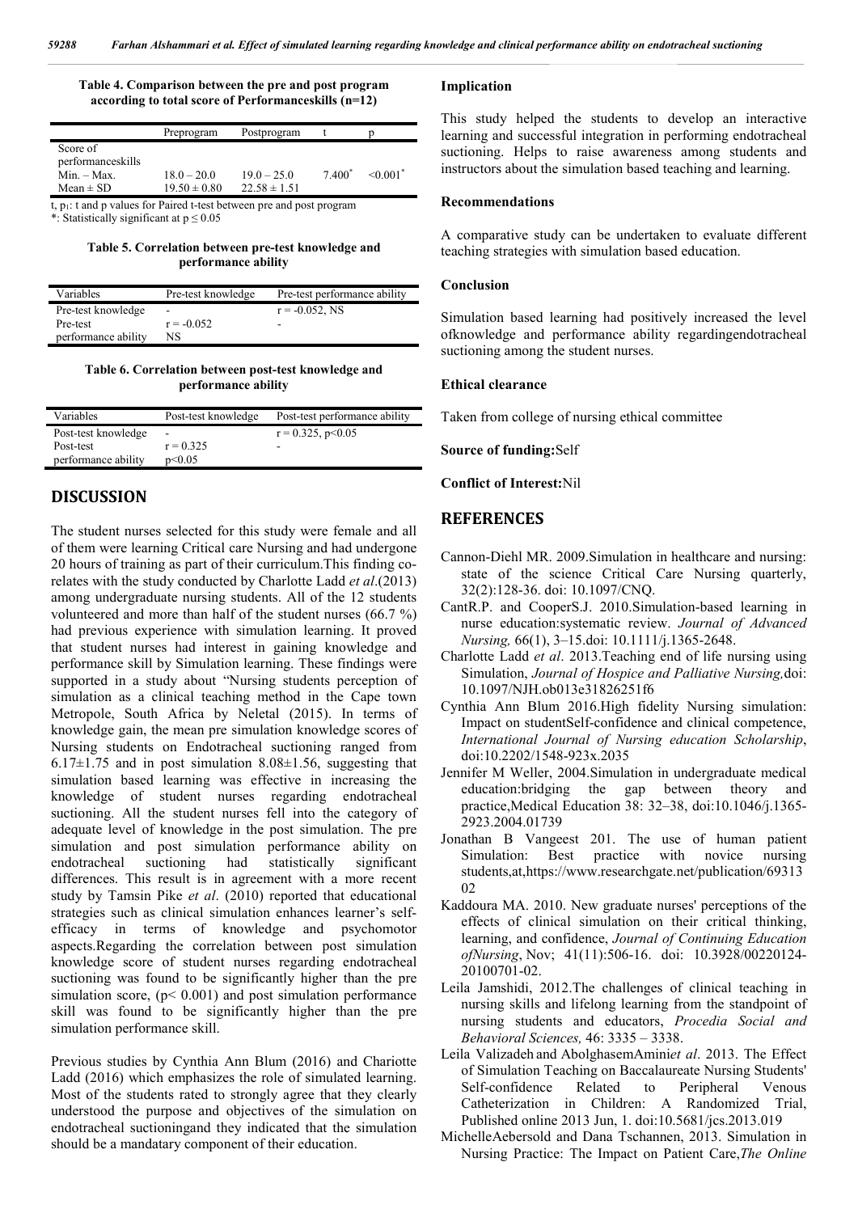**Table 4. Comparison between the pre and post program according to total score of Performanceskills (n=12)**

| | Preprogram | Postprogram | t | p |
|---|---|---|---|---|
| Score of performanceskills | | | | |
| Min. – Max. | 18.0 – 20.0 | 19.0 – 25.0 | 7.400* | <0.001* |
| Mean ± SD | 19.50 ± 0.80 | 22.58 ± 1.51 | | |

t, $p_1$: t and p values for Paired t-test between pre and post program

*: Statistically significant at $p \leq 0.05$

**Table 5. Correlation between pre-test knowledge and performance ability**

| Variables | Pre-test knowledge | Pre-test performance ability |
|---|---|---|
| Pre-test knowledge | - | r = -0.052, NS |
| Pre-test performance ability | r = -0.052 NS | - |

**Table 6. Correlation between post-test knowledge and performance ability**

| Variables | Post-test knowledge | Post-test performance ability |
|---|---|---|
| Post-test knowledge | - | r = 0.325, p<0.05 |
| Post-test performance ability | r = 0.325 p<0.05 | - |

## DISCUSSION

The student nurses selected for this study were female and all of them were learning Critical care Nursing and had undergone 20 hours of training as part of their curriculum.This finding co-relates with the study conducted by Charlotte Ladd *et al*.(2013) among undergraduate nursing students. All of the 12 students volunteered and more than half of the student nurses (66.7 %) had previous experience with simulation learning. It proved that student nurses had interest in gaining knowledge and performance skill by Simulation learning. These findings were supported in a study about "Nursing students perception of simulation as a clinical teaching method in the Cape town Metropole, South Africa by Neletal (2015). In terms of knowledge gain, the mean pre simulation knowledge scores of Nursing students on Endotracheal suctioning ranged from 6.17±1.75 and in post simulation 8.08±1.56, suggesting that simulation based learning was effective in increasing the knowledge of student nurses regarding endotracheal suctioning. All the student nurses fell into the category of adequate level of knowledge in the post simulation. The pre simulation and post simulation performance ability on endotracheal suctioning had statistically significant differences. This result is in agreement with a more recent study by Tamsin Pike *et al*. (2010) reported that educational strategies such as clinical simulation enhances learner's self-efficacy in terms of knowledge and psychomotor aspects.Regarding the correlation between post simulation knowledge score of student nurses regarding endotracheal suctioning was found to be significantly higher than the pre simulation score, ($p< 0.001$) and post simulation performance skill was found to be significantly higher than the pre simulation performance skill.

Previous studies by Cynthia Ann Blum (2016) and Chariotte Ladd (2016) which emphasizes the role of simulated learning. Most of the students rated to strongly agree that they clearly understood the purpose and objectives of the simulation on endotracheal suctioningand they indicated that the simulation should be a mandatary component of their education.

### Implication

This study helped the students to develop an interactive learning and successful integration in performing endotracheal suctioning. Helps to raise awareness among students and instructors about the simulation based teaching and learning.

### Recommendations

A comparative study can be undertaken to evaluate different teaching strategies with simulation based education.

### Conclusion

Simulation based learning had positively increased the level ofknowledge and performance ability regardingendotracheal suctioning among the student nurses.

### Ethical clearance

Taken from college of nursing ethical committee

**Source of funding:**Self

**Conflict of Interest:**Nil

## REFERENCES

Cannon-Diehl MR. 2009.Simulation in healthcare and nursing: state of the science Critical Care Nursing quarterly, 32(2):128-36. doi: 10.1097/CNQ.

CantR.P. and CooperS.J. 2010.Simulation-based learning in nurse education:systematic review. *Journal of Advanced Nursing,* 66(1), 3–15.doi: 10.1111/j.1365-2648.

Charlotte Ladd *et al*. 2013.Teaching end of life nursing using Simulation, *Journal of Hospice and Palliative Nursing,*doi: 10.1097/NJH.ob013e31826251f6

Cynthia Ann Blum 2016.High fidelity Nursing simulation: Impact on studentSelf-confidence and clinical competence, *International Journal of Nursing education Scholarship*, doi:10.2202/1548-923x.2035

Jennifer M Weller, 2004.Simulation in undergraduate medical education:bridging the gap between theory and practice,Medical Education 38: 32–38, doi:10.1046/j.1365-2923.2004.01739

Jonathan B Vangeest 201. The use of human patient Simulation: Best practice with novice nursing students,at,https://www.researchgate.net/publication/6931302

Kaddoura MA. 2010. New graduate nurses' perceptions of the effects of clinical simulation on their critical thinking, learning, and confidence, *Journal of Continuing Education ofNursing*, Nov; 41(11):506-16. doi: 10.3928/00220124-20100701-02.

Leila Jamshidi, 2012.The challenges of clinical teaching in nursing skills and lifelong learning from the standpoint of nursing students and educators, *Procedia Social and Behavioral Sciences,* 46: 3335 – 3338.

Leila Valizadeh and AbolghasemAmini*et al*. 2013. The Effect of Simulation Teaching on Baccalaureate Nursing Students' Self-confidence Related to Peripheral Venous Catheterization in Children: A Randomized Trial, Published online 2013 Jun, 1. doi:10.5681/jcs.2013.019

MichelleAebersold and Dana Tschannen, 2013. Simulation in Nursing Practice: The Impact on Patient Care,*The Online*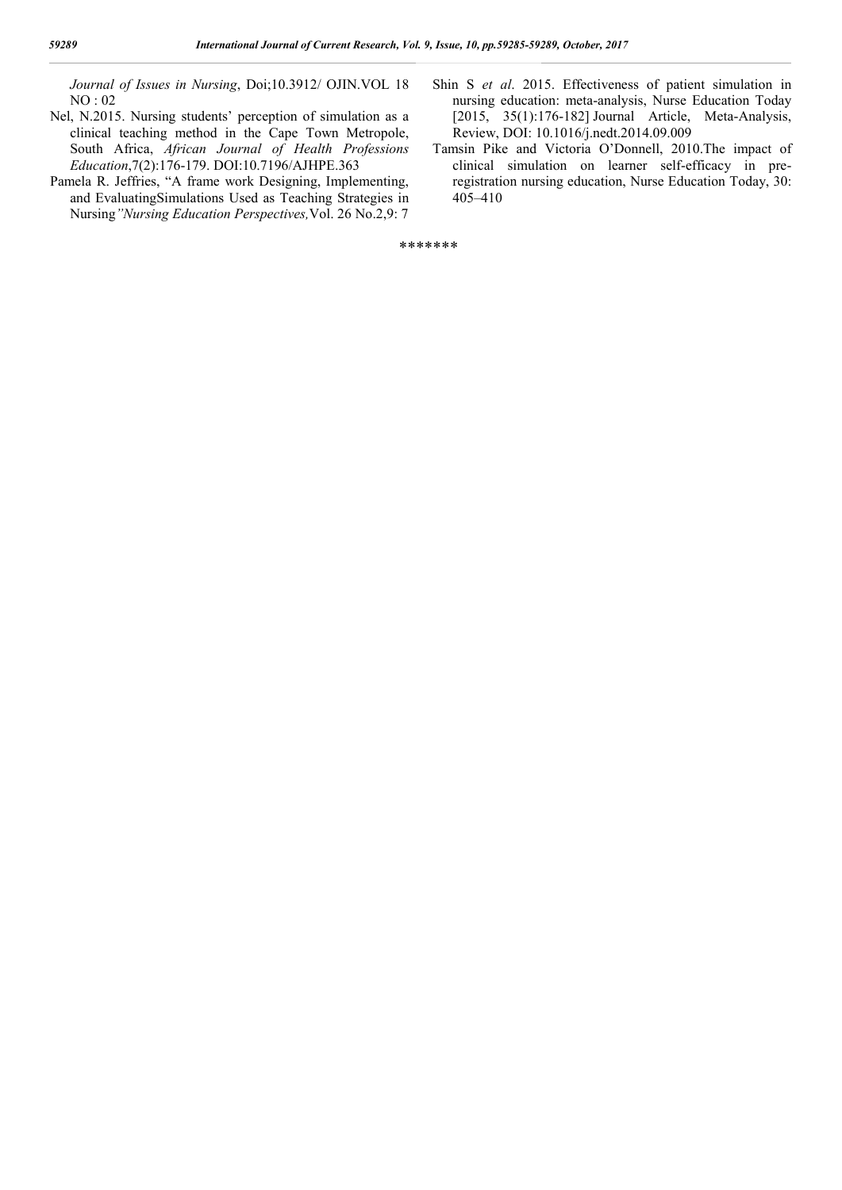*Journal of Issues in Nursing*, Doi;10.3912/ OJIN.VOL 18 NO : 02

Nel, N.2015. Nursing students' perception of simulation as a clinical teaching method in the Cape Town Metropole, South Africa, *African Journal of Health Professions Education*,7(2):176-179. DOI:10.7196/AJHPE.363

Pamela R. Jeffries, "A frame work Designing, Implementing, and EvaluatingSimulations Used as Teaching Strategies in Nursing*"Nursing Education Perspectives,*Vol. 26 No.2,9: 7

Shin S *et al*. 2015. Effectiveness of patient simulation in nursing education: meta-analysis, Nurse Education Today [2015, 35(1):176-182] Journal Article, Meta-Analysis, Review, DOI: 10.1016/j.nedt.2014.09.009

Tamsin Pike and Victoria O'Donnell, 2010.The impact of clinical simulation on learner self-efficacy in pre-registration nursing education, Nurse Education Today, 30: 405–410

*******